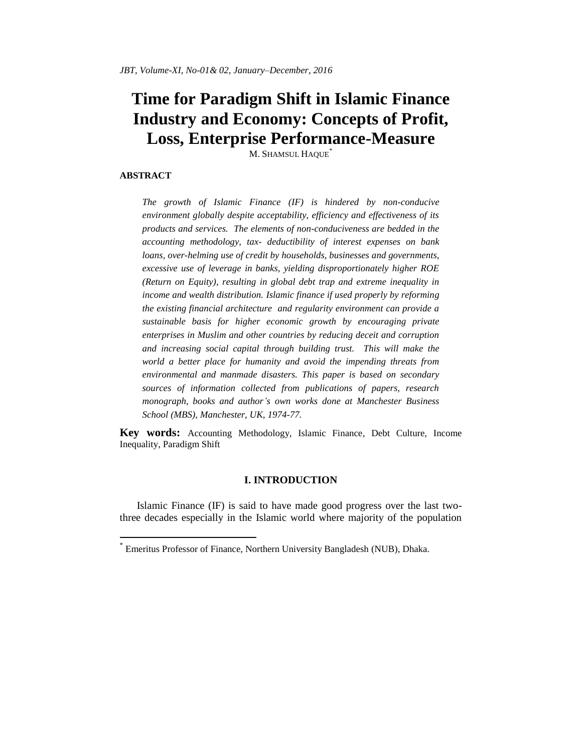# Time for Paradigm Shift in Islamic Finance Industry and Economy: Concepts of Profit, Loss, Enterprise Performance-Measure

M. Shamsul Haque[*]

## ABSTRACT

*The growth of Islamic Finance (IF) is hindered by non-conducive environment globally despite acceptability, efficiency and effectiveness of its products and services. The elements of non-conduciveness are bedded in the accounting methodology, tax- deductibility of interest expenses on bank loans, over-helming use of credit by households, businesses and governments, excessive use of leverage in banks, yielding disproportionately higher ROE (Return on Equity), resulting in global debt trap and extreme inequality in income and wealth distribution. Islamic finance if used properly by reforming the existing financial architecture and regularity environment can provide a sustainable basis for higher economic growth by encouraging private enterprises in Muslim and other countries by reducing deceit and corruption and increasing social capital through building trust. This will make the world a better place for humanity and avoid the impending threats from environmental and manmade disasters. This paper is based on secondary sources of information collected from publications of papers, research monograph, books and author's own works done at Manchester Business School (MBS), Manchester, UK, 1974-77.*

**Key words:** Accounting Methodology, Islamic Finance, Debt Culture, Income Inequality, Paradigm Shift

## I. INTRODUCTION

Islamic Finance (IF) is said to have made good progress over the last two-three decades especially in the Islamic world where majority of the population

[*] Emeritus Professor of Finance, Northern University Bangladesh (NUB), Dhaka.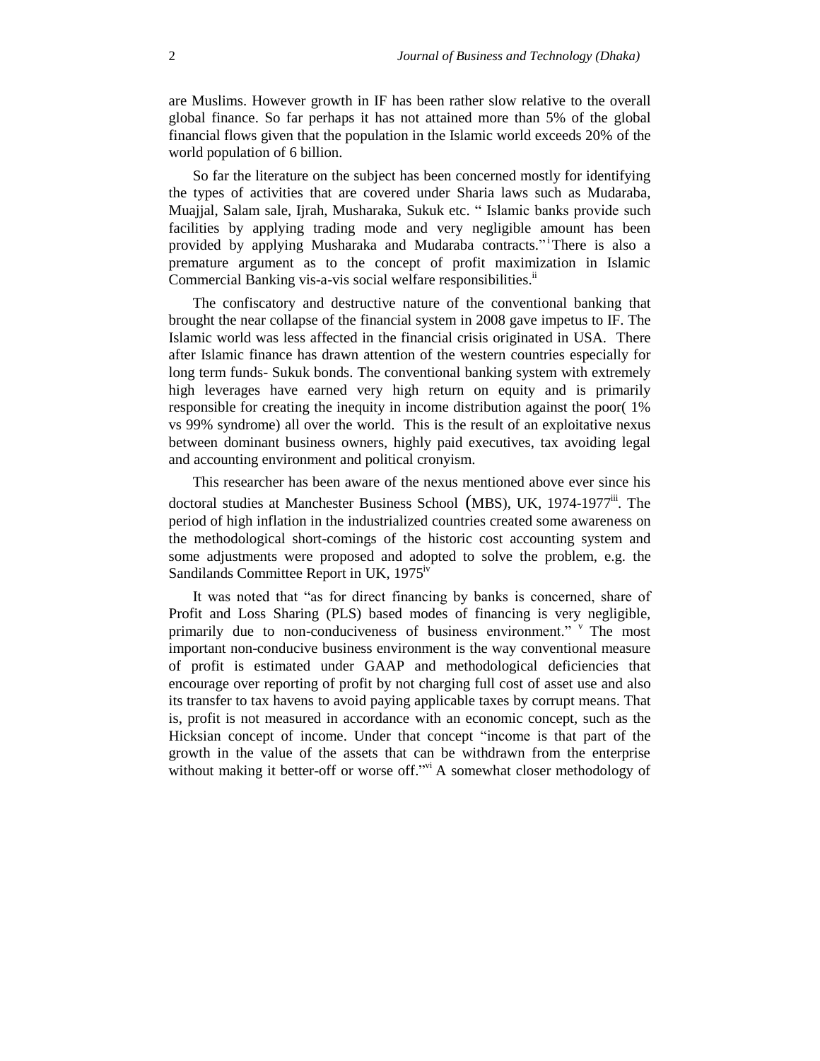are Muslims. However growth in IF has been rather slow relative to the overall global finance. So far perhaps it has not attained more than 5% of the global financial flows given that the population in the Islamic world exceeds 20% of the world population of 6 billion.

So far the literature on the subject has been concerned mostly for identifying the types of activities that are covered under Sharia laws such as Mudaraba, Muajjal, Salam sale, Ijrah, Musharaka, Sukuk etc. " Islamic banks provide such facilities by applying trading mode and very negligible amount has been provided by applying Musharaka and Mudaraba contracts."[i] There is also a premature argument as to the concept of profit maximization in Islamic Commercial Banking vis-a-vis social welfare responsibilities.[ii]

The confiscatory and destructive nature of the conventional banking that brought the near collapse of the financial system in 2008 gave impetus to IF. The Islamic world was less affected in the financial crisis originated in USA. There after Islamic finance has drawn attention of the western countries especially for long term funds- Sukuk bonds. The conventional banking system with extremely high leverages have earned very high return on equity and is primarily responsible for creating the inequity in income distribution against the poor( 1% vs 99% syndrome) all over the world. This is the result of an exploitative nexus between dominant business owners, highly paid executives, tax avoiding legal and accounting environment and political cronyism.

This researcher has been aware of the nexus mentioned above ever since his doctoral studies at Manchester Business School (MBS), UK, 1974-1977[iii]. The period of high inflation in the industrialized countries created some awareness on the methodological short-comings of the historic cost accounting system and some adjustments were proposed and adopted to solve the problem, e.g. the Sandilands Committee Report in UK, 1975[iv]

It was noted that "as for direct financing by banks is concerned, share of Profit and Loss Sharing (PLS) based modes of financing is very negligible, primarily due to non-conduciveness of business environment." [v] The most important non-conducive business environment is the way conventional measure of profit is estimated under GAAP and methodological deficiencies that encourage over reporting of profit by not charging full cost of asset use and also its transfer to tax havens to avoid paying applicable taxes by corrupt means. That is, profit is not measured in accordance with an economic concept, such as the Hicksian concept of income. Under that concept "income is that part of the growth in the value of the assets that can be withdrawn from the enterprise without making it better-off or worse off."[vi] A somewhat closer methodology of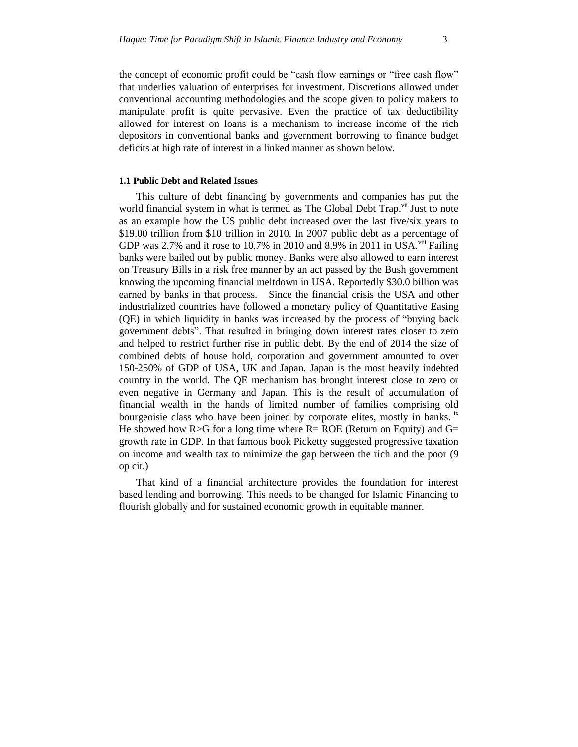the concept of economic profit could be "cash flow earnings or "free cash flow" that underlies valuation of enterprises for investment. Discretions allowed under conventional accounting methodologies and the scope given to policy makers to manipulate profit is quite pervasive. Even the practice of tax deductibility allowed for interest on loans is a mechanism to increase income of the rich depositors in conventional banks and government borrowing to finance budget deficits at high rate of interest in a linked manner as shown below.

### 1.1 Public Debt and Related Issues

This culture of debt financing by governments and companies has put the world financial system in what is termed as The Global Debt Trap.[vii] Just to note as an example how the US public debt increased over the last five/six years to \$19.00 trillion from \$10 trillion in 2010. In 2007 public debt as a percentage of GDP was 2.7% and it rose to 10.7% in 2010 and 8.9% in 2011 in USA.[viii] Failing banks were bailed out by public money. Banks were also allowed to earn interest on Treasury Bills in a risk free manner by an act passed by the Bush government knowing the upcoming financial meltdown in USA. Reportedly \$30.0 billion was earned by banks in that process. Since the financial crisis the USA and other industrialized countries have followed a monetary policy of Quantitative Easing (QE) in which liquidity in banks was increased by the process of "buying back government debts". That resulted in bringing down interest rates closer to zero and helped to restrict further rise in public debt. By the end of 2014 the size of combined debts of house hold, corporation and government amounted to over 150-250% of GDP of USA, UK and Japan. Japan is the most heavily indebted country in the world. The QE mechanism has brought interest close to zero or even negative in Germany and Japan. This is the result of accumulation of financial wealth in the hands of limited number of families comprising old bourgeoisie class who have been joined by corporate elites, mostly in banks.[ix] He showed how R>G for a long time where R= ROE (Return on Equity) and G= growth rate in GDP. In that famous book Picketty suggested progressive taxation on income and wealth tax to minimize the gap between the rich and the poor (9 op cit.)

That kind of a financial architecture provides the foundation for interest based lending and borrowing. This needs to be changed for Islamic Financing to flourish globally and for sustained economic growth in equitable manner.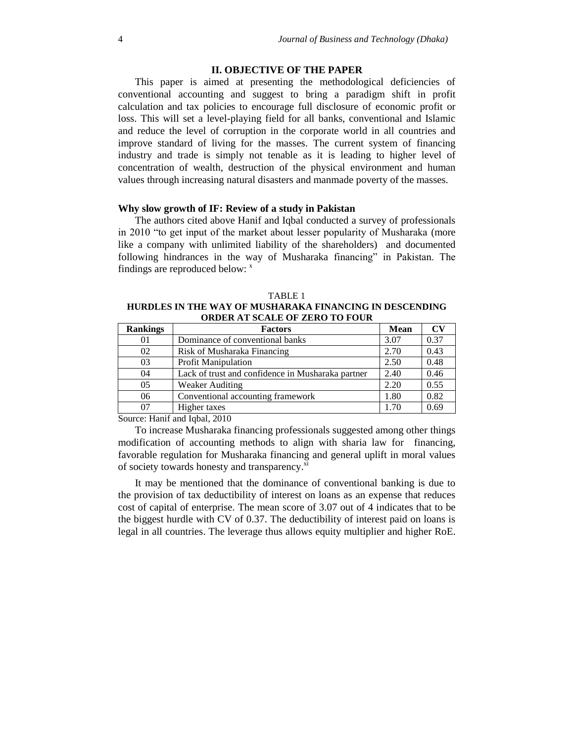## II. OBJECTIVE OF THE PAPER

This paper is aimed at presenting the methodological deficiencies of conventional accounting and suggest to bring a paradigm shift in profit calculation and tax policies to encourage full disclosure of economic profit or loss. This will set a level-playing field for all banks, conventional and Islamic and reduce the level of corruption in the corporate world in all countries and improve standard of living for the masses. The current system of financing industry and trade is simply not tenable as it is leading to higher level of concentration of wealth, destruction of the physical environment and human values through increasing natural disasters and manmade poverty of the masses.

### Why slow growth of IF: Review of a study in Pakistan

The authors cited above Hanif and Iqbal conducted a survey of professionals in 2010 "to get input of the market about lesser popularity of Musharaka (more like a company with unlimited liability of the shareholders) and documented following hindrances in the way of Musharaka financing" in Pakistan. The findings are reproduced below: [x]

TABLE 1

**HURDLES IN THE WAY OF MUSHARAKA FINANCING IN DESCENDING ORDER AT SCALE OF ZERO TO FOUR**

| Rankings | Factors | Mean | CV |
|---|---|---|---|
| 01 | Dominance of conventional banks | 3.07 | 0.37 |
| 02 | Risk of Musharaka Financing | 2.70 | 0.43 |
| 03 | Profit Manipulation | 2.50 | 0.48 |
| 04 | Lack of trust and confidence in Musharaka partner | 2.40 | 0.46 |
| 05 | Weaker Auditing | 2.20 | 0.55 |
| 06 | Conventional accounting framework | 1.80 | 0.82 |
| 07 | Higher taxes | 1.70 | 0.69 |

Source: Hanif and Iqbal, 2010

To increase Musharaka financing professionals suggested among other things modification of accounting methods to align with sharia law for financing, favorable regulation for Musharaka financing and general uplift in moral values of society towards honesty and transparency.[xi]

It may be mentioned that the dominance of conventional banking is due to the provision of tax deductibility of interest on loans as an expense that reduces cost of capital of enterprise. The mean score of 3.07 out of 4 indicates that to be the biggest hurdle with CV of 0.37. The deductibility of interest paid on loans is legal in all countries. The leverage thus allows equity multiplier and higher RoE.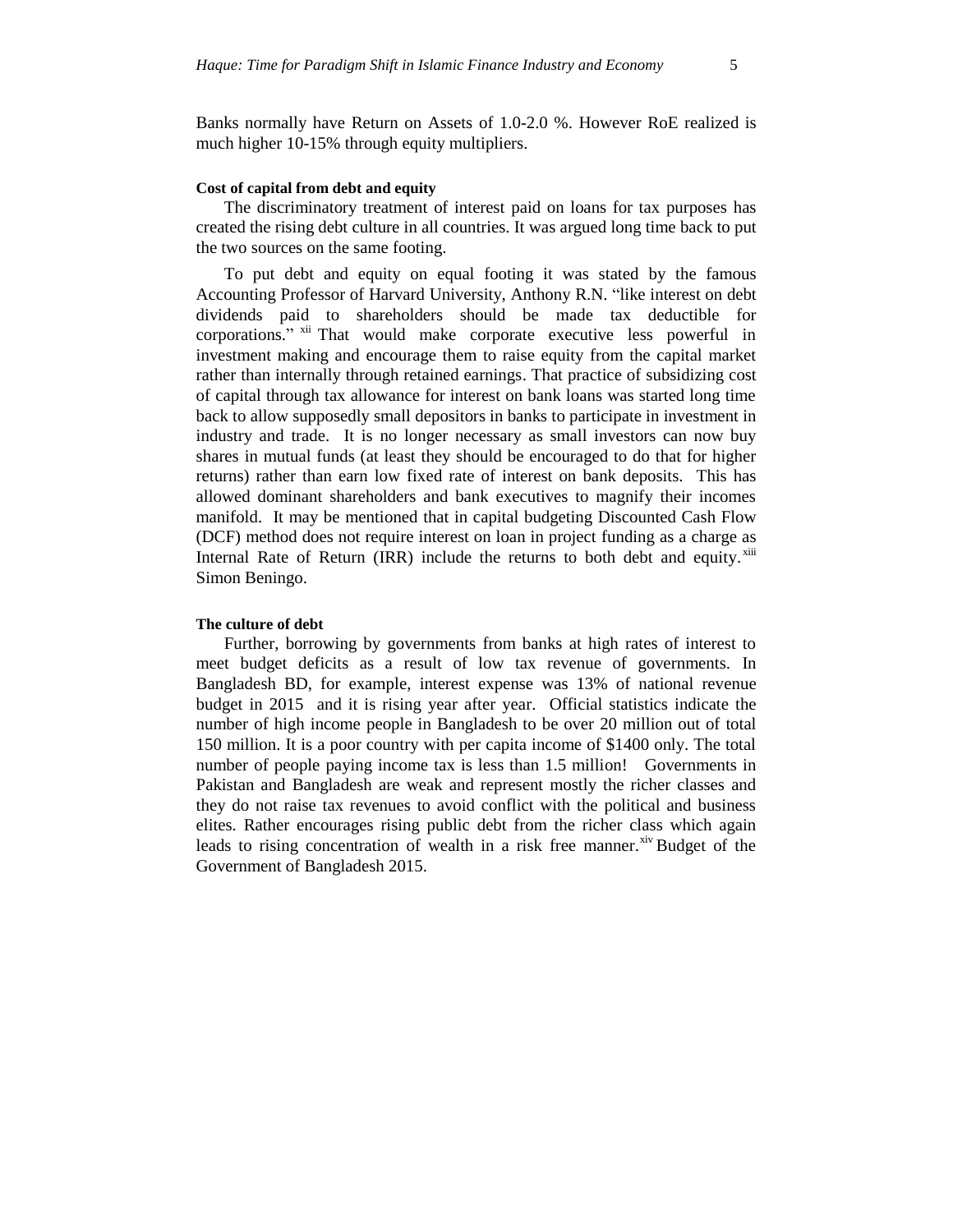Banks normally have Return on Assets of 1.0-2.0 %. However RoE realized is much higher 10-15% through equity multipliers.

#### Cost of capital from debt and equity

The discriminatory treatment of interest paid on loans for tax purposes has created the rising debt culture in all countries. It was argued long time back to put the two sources on the same footing.

To put debt and equity on equal footing it was stated by the famous Accounting Professor of Harvard University, Anthony R.N. "like interest on debt dividends paid to shareholders should be made tax deductible for corporations." [xii] That would make corporate executive less powerful in investment making and encourage them to raise equity from the capital market rather than internally through retained earnings. That practice of subsidizing cost of capital through tax allowance for interest on bank loans was started long time back to allow supposedly small depositors in banks to participate in investment in industry and trade. It is no longer necessary as small investors can now buy shares in mutual funds (at least they should be encouraged to do that for higher returns) rather than earn low fixed rate of interest on bank deposits. This has allowed dominant shareholders and bank executives to magnify their incomes manifold. It may be mentioned that in capital budgeting Discounted Cash Flow (DCF) method does not require interest on loan in project funding as a charge as Internal Rate of Return (IRR) include the returns to both debt and equity.[xiii] Simon Beningo.

#### The culture of debt

Further, borrowing by governments from banks at high rates of interest to meet budget deficits as a result of low tax revenue of governments. In Bangladesh BD, for example, interest expense was 13% of national revenue budget in 2015 and it is rising year after year. Official statistics indicate the number of high income people in Bangladesh to be over 20 million out of total 150 million. It is a poor country with per capita income of $1400 only. The total number of people paying income tax is less than 1.5 million! Governments in Pakistan and Bangladesh are weak and represent mostly the richer classes and they do not raise tax revenues to avoid conflict with the political and business elites. Rather encourages rising public debt from the richer class which again leads to rising concentration of wealth in a risk free manner.[xiv] Budget of the Government of Bangladesh 2015.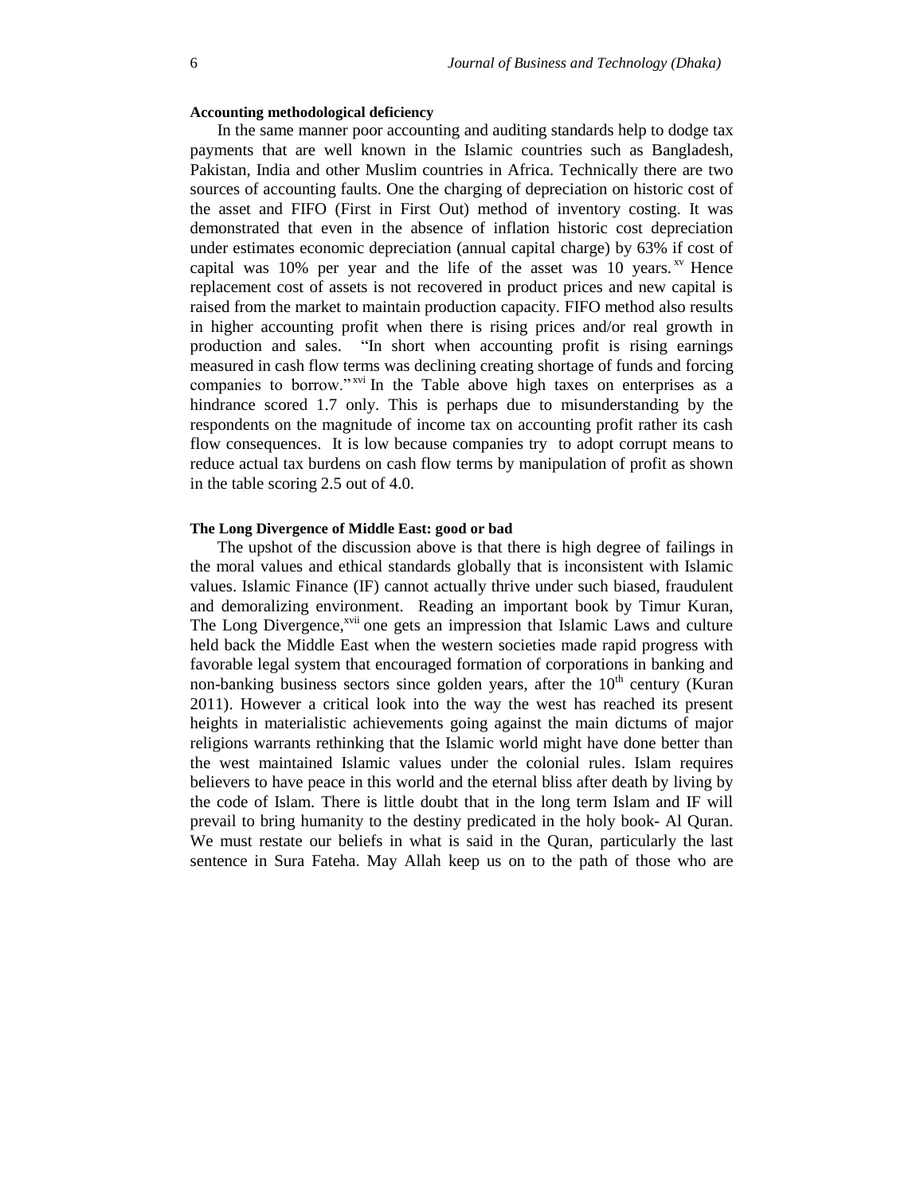**Accounting methodological deficiency**

In the same manner poor accounting and auditing standards help to dodge tax payments that are well known in the Islamic countries such as Bangladesh, Pakistan, India and other Muslim countries in Africa. Technically there are two sources of accounting faults. One the charging of depreciation on historic cost of the asset and FIFO (First in First Out) method of inventory costing. It was demonstrated that even in the absence of inflation historic cost depreciation under estimates economic depreciation (annual capital charge) by 63% if cost of capital was 10% per year and the life of the asset was 10 years.[xv] Hence replacement cost of assets is not recovered in product prices and new capital is raised from the market to maintain production capacity. FIFO method also results in higher accounting profit when there is rising prices and/or real growth in production and sales. "In short when accounting profit is rising earnings measured in cash flow terms was declining creating shortage of funds and forcing companies to borrow."[xvi] In the Table above high taxes on enterprises as a hindrance scored 1.7 only. This is perhaps due to misunderstanding by the respondents on the magnitude of income tax on accounting profit rather its cash flow consequences. It is low because companies try to adopt corrupt means to reduce actual tax burdens on cash flow terms by manipulation of profit as shown in the table scoring 2.5 out of 4.0.

**The Long Divergence of Middle East: good or bad**

The upshot of the discussion above is that there is high degree of failings in the moral values and ethical standards globally that is inconsistent with Islamic values. Islamic Finance (IF) cannot actually thrive under such biased, fraudulent and demoralizing environment. Reading an important book by Timur Kuran, The Long Divergence,[xvii] one gets an impression that Islamic Laws and culture held back the Middle East when the western societies made rapid progress with favorable legal system that encouraged formation of corporations in banking and non-banking business sectors since golden years, after the 10th century (Kuran 2011). However a critical look into the way the west has reached its present heights in materialistic achievements going against the main dictums of major religions warrants rethinking that the Islamic world might have done better than the west maintained Islamic values under the colonial rules. Islam requires believers to have peace in this world and the eternal bliss after death by living by the code of Islam. There is little doubt that in the long term Islam and IF will prevail to bring humanity to the destiny predicated in the holy book- Al Quran. We must restate our beliefs in what is said in the Quran, particularly the last sentence in Sura Fateha. May Allah keep us on to the path of those who are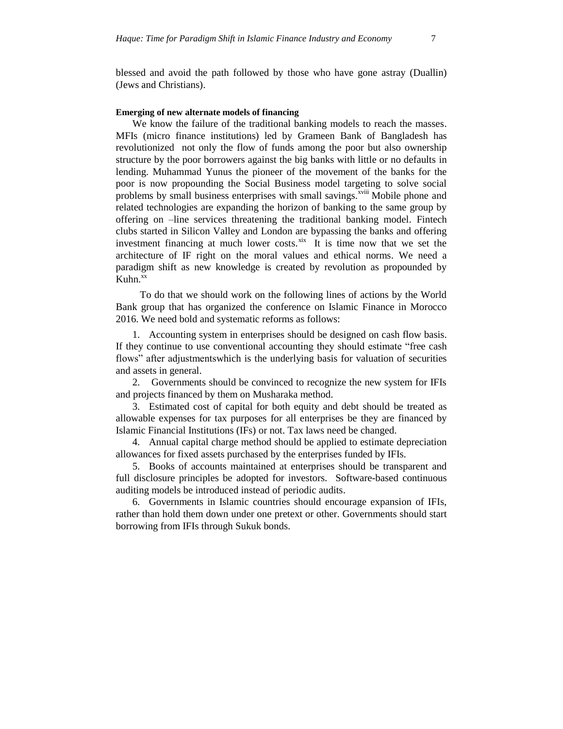blessed and avoid the path followed by those who have gone astray (Duallin) (Jews and Christians).

**Emerging of new alternate models of financing**

We know the failure of the traditional banking models to reach the masses. MFIs (micro finance institutions) led by Grameen Bank of Bangladesh has revolutionized not only the flow of funds among the poor but also ownership structure by the poor borrowers against the big banks with little or no defaults in lending. Muhammad Yunus the pioneer of the movement of the banks for the poor is now propounding the Social Business model targeting to solve social problems by small business enterprises with small savings.[xviii] Mobile phone and related technologies are expanding the horizon of banking to the same group by offering on –line services threatening the traditional banking model. Fintech clubs started in Silicon Valley and London are bypassing the banks and offering investment financing at much lower costs.[xix] It is time now that we set the architecture of IF right on the moral values and ethical norms. We need a paradigm shift as new knowledge is created by revolution as propounded by Kuhn.[xx]

To do that we should work on the following lines of actions by the World Bank group that has organized the conference on Islamic Finance in Morocco 2016. We need bold and systematic reforms as follows:

1. Accounting system in enterprises should be designed on cash flow basis. If they continue to use conventional accounting they should estimate "free cash flows" after adjustmentswhich is the underlying basis for valuation of securities and assets in general.
2. Governments should be convinced to recognize the new system for IFIs and projects financed by them on Musharaka method.
3. Estimated cost of capital for both equity and debt should be treated as allowable expenses for tax purposes for all enterprises be they are financed by Islamic Financial Institutions (IFs) or not. Tax laws need be changed.
4. Annual capital charge method should be applied to estimate depreciation allowances for fixed assets purchased by the enterprises funded by IFIs.
5. Books of accounts maintained at enterprises should be transparent and full disclosure principles be adopted for investors. Software-based continuous auditing models be introduced instead of periodic audits.
6. Governments in Islamic countries should encourage expansion of IFIs, rather than hold them down under one pretext or other. Governments should start borrowing from IFIs through Sukuk bonds.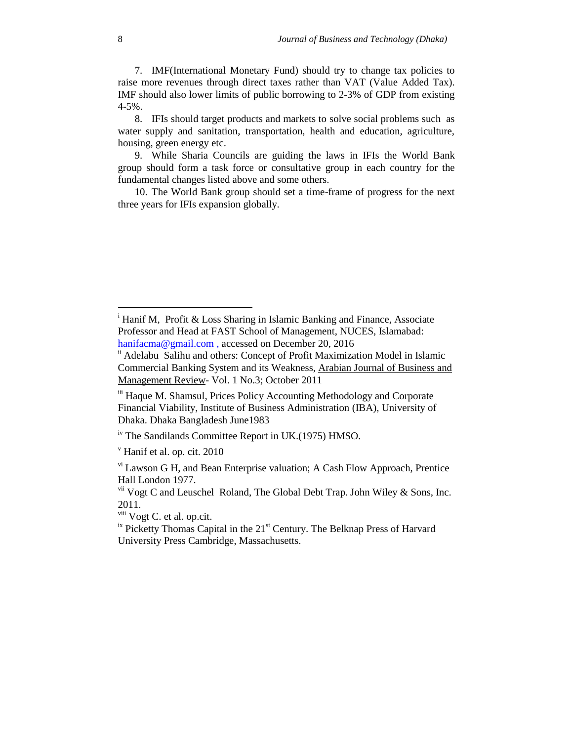7. IMF(International Monetary Fund) should try to change tax policies to raise more revenues through direct taxes rather than VAT (Value Added Tax). IMF should also lower limits of public borrowing to 2-3% of GDP from existing 4-5%.

8. IFIs should target products and markets to solve social problems such as water supply and sanitation, transportation, health and education, agriculture, housing, green energy etc.

9. While Sharia Councils are guiding the laws in IFIs the World Bank group should form a task force or consultative group in each country for the fundamental changes listed above and some others.

10. The World Bank group should set a time-frame of progress for the next three years for IFIs expansion globally.

---

[i] Hanif M, Profit & Loss Sharing in Islamic Banking and Finance, Associate Professor and Head at FAST School of Management, NUCES, Islamabad: hanifacma@gmail.com , accessed on December 20, 2016

[ii] Adelabu Salihu and others: Concept of Profit Maximization Model in Islamic Commercial Banking System and its Weakness, Arabian Journal of Business and Management Review- Vol. 1 No.3; October 2011

[iii] Haque M. Shamsul, Prices Policy Accounting Methodology and Corporate Financial Viability, Institute of Business Administration (IBA), University of Dhaka. Dhaka Bangladesh June1983

[iv] The Sandilands Committee Report in UK.(1975) HMSO.

[v] Hanif et al. op. cit. 2010

[vi] Lawson G H, and Bean Enterprise valuation; A Cash Flow Approach, Prentice Hall London 1977.

[vii] Vogt C and Leuschel Roland, The Global Debt Trap. John Wiley & Sons, Inc. 2011.

[viii] Vogt C. et al. op.cit.

[ix] Picketty Thomas Capital in the 21st Century. The Belknap Press of Harvard University Press Cambridge, Massachusetts.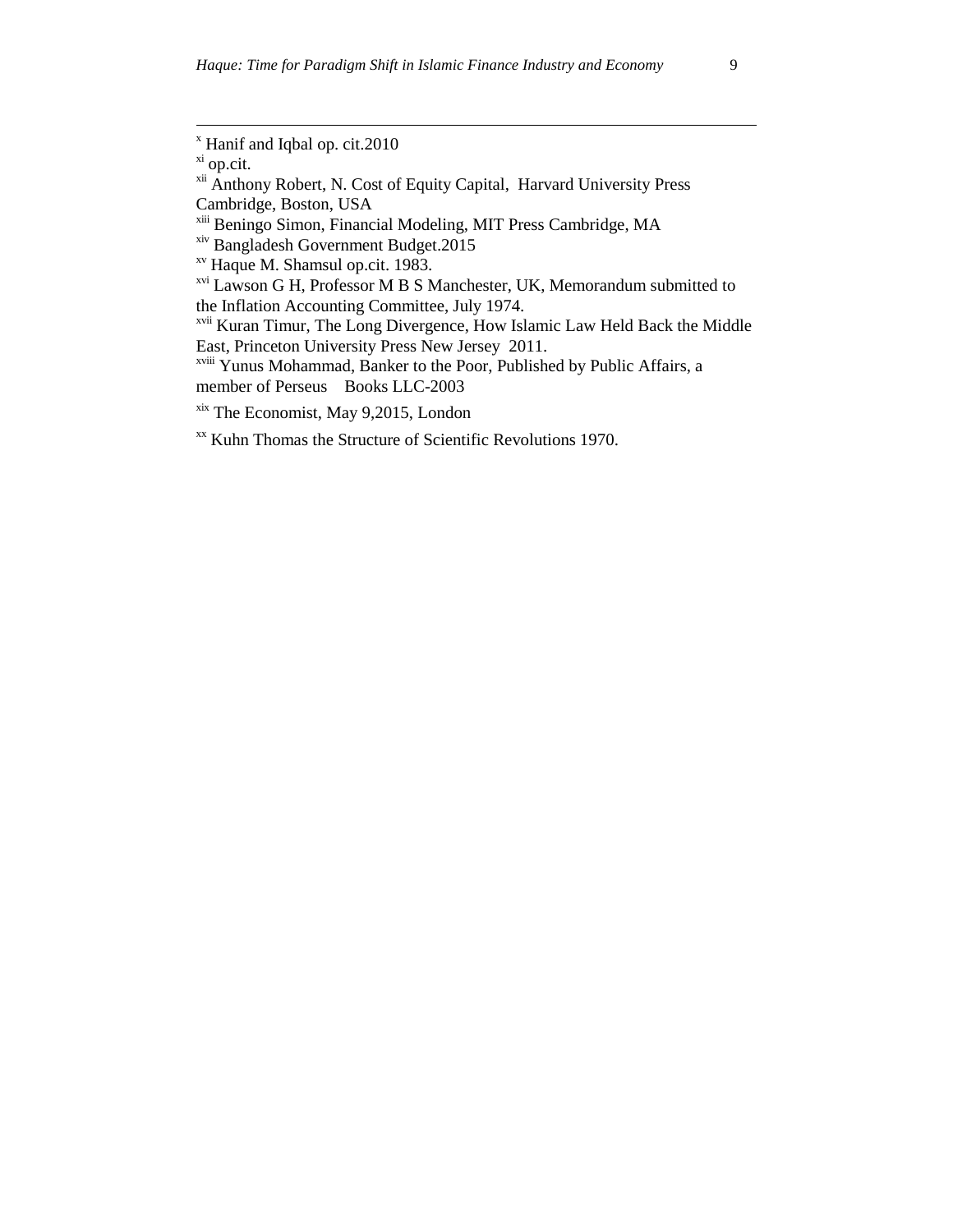[x] Hanif and Iqbal op. cit.2010

[xi] op.cit.

[xii] Anthony Robert, N. Cost of Equity Capital, Harvard University Press Cambridge, Boston, USA

[xiii] Beningo Simon, Financial Modeling, MIT Press Cambridge, MA

[xiv] Bangladesh Government Budget.2015

[xv] Haque M. Shamsul op.cit. 1983.

[xvi] Lawson G H, Professor M B S Manchester, UK, Memorandum submitted to the Inflation Accounting Committee, July 1974.

[xvii] Kuran Timur, The Long Divergence, How Islamic Law Held Back the Middle East, Princeton University Press New Jersey 2011.

[xviii] Yunus Mohammad, Banker to the Poor, Published by Public Affairs, a member of Perseus Books LLC-2003

[xix] The Economist, May 9,2015, London

[xx] Kuhn Thomas the Structure of Scientific Revolutions 1970.